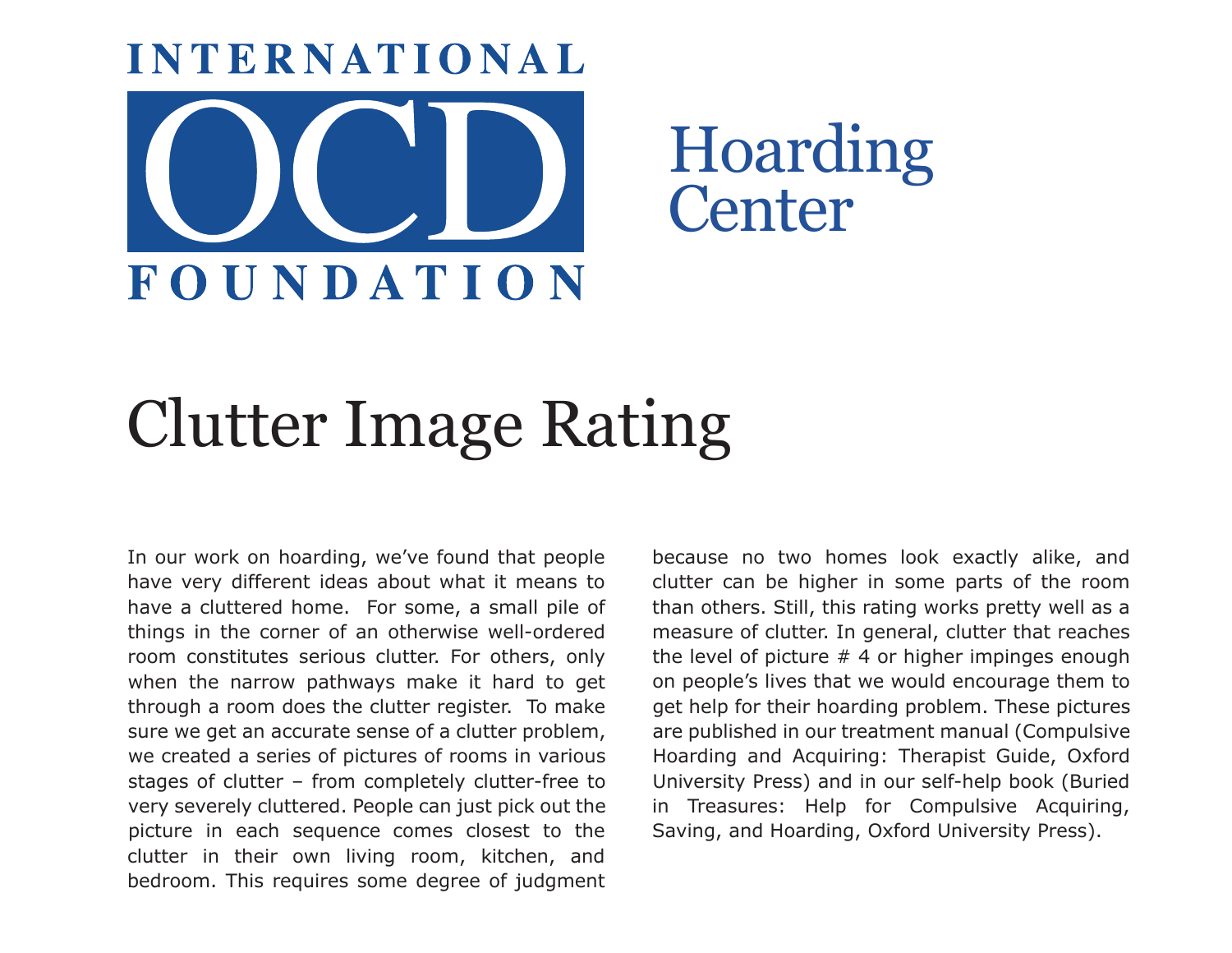INTERNATIONAL OCD FOUNDATION

Hoarding Center

# Clutter Image Rating

In our work on hoarding, we've found that people have very different ideas about what it means to have a cluttered home. For some, a small pile of things in the corner of an otherwise well-ordered room constitutes serious clutter. For others, only when the narrow pathways make it hard to get through a room does the clutter register. To make sure we get an accurate sense of a clutter problem, we created a series of pictures of rooms in various stages of clutter – from completely clutter-free to very severely cluttered. People can just pick out the picture in each sequence comes closest to the clutter in their own living room, kitchen, and bedroom. This requires some degree of judgment because no two homes look exactly alike, and clutter can be higher in some parts of the room than others. Still, this rating works pretty well as a measure of clutter. In general, clutter that reaches the level of picture # 4 or higher impinges enough on people's lives that we would encourage them to get help for their hoarding problem. These pictures are published in our treatment manual (Compulsive Hoarding and Acquiring: Therapist Guide, Oxford University Press) and in our self-help book (Buried in Treasures: Help for Compulsive Acquiring, Saving, and Hoarding, Oxford University Press).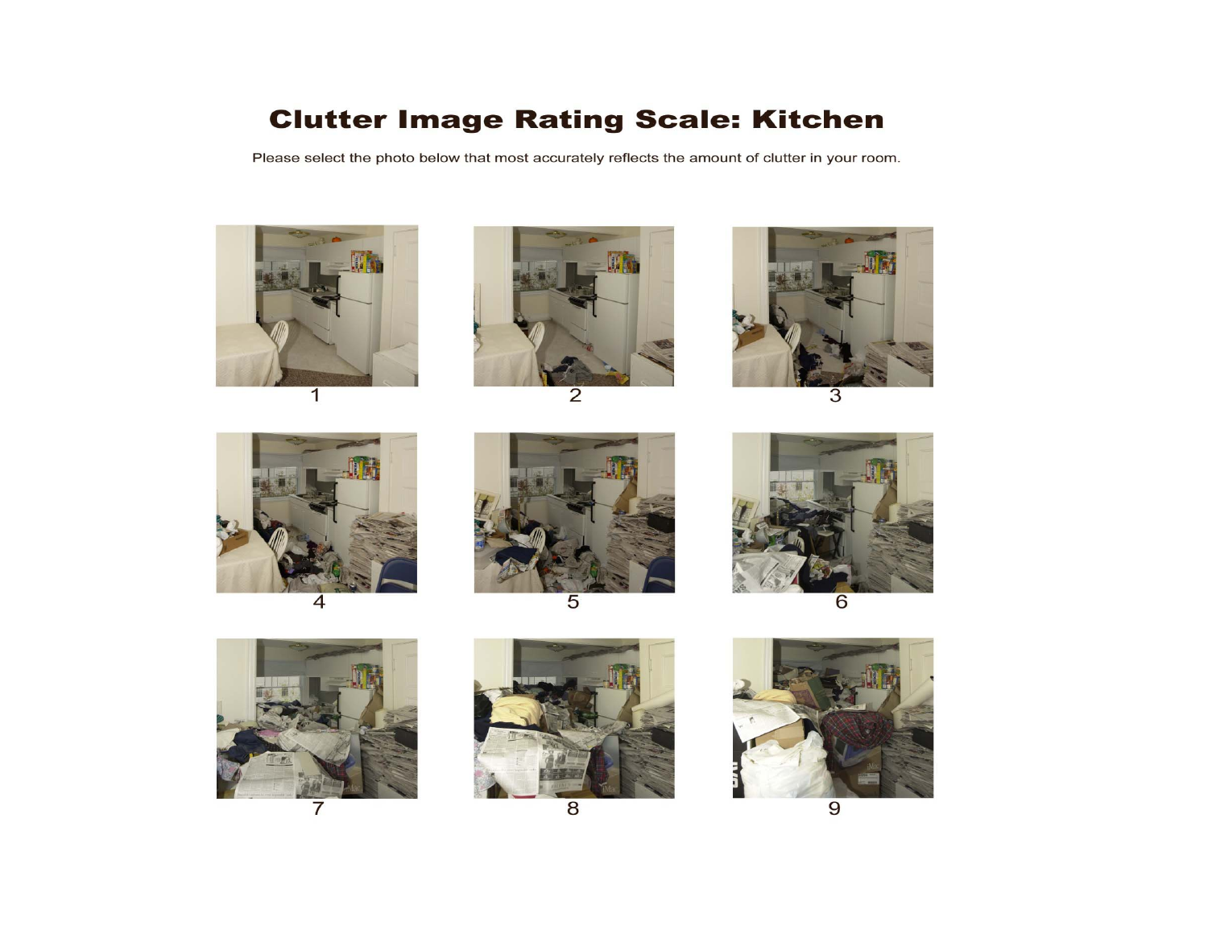# Clutter Image Rating Scale: Kitchen

Please select the photo below that most accurately reflects the amount of clutter in your room.

1

2

3

4

5

6

7

8

9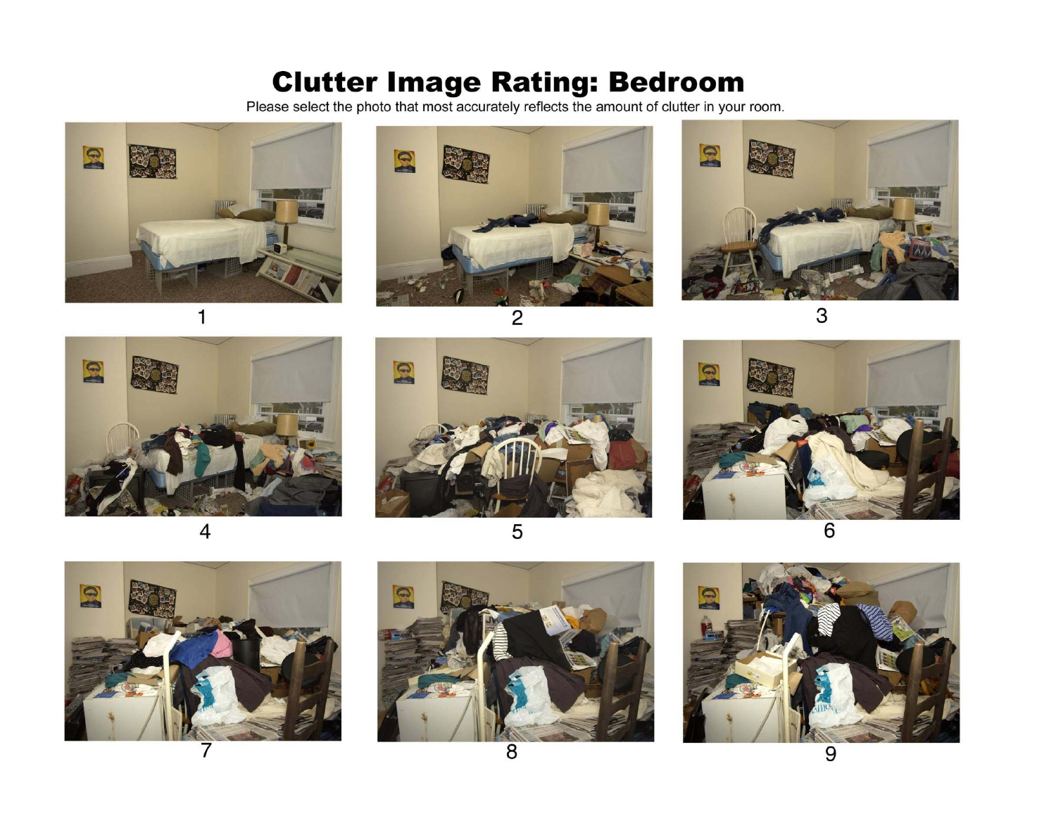# Clutter Image Rating: Bedroom

Please select the photo that most accurately reflects the amount of clutter in your room.

1

2

3

4

5

6

7

8

9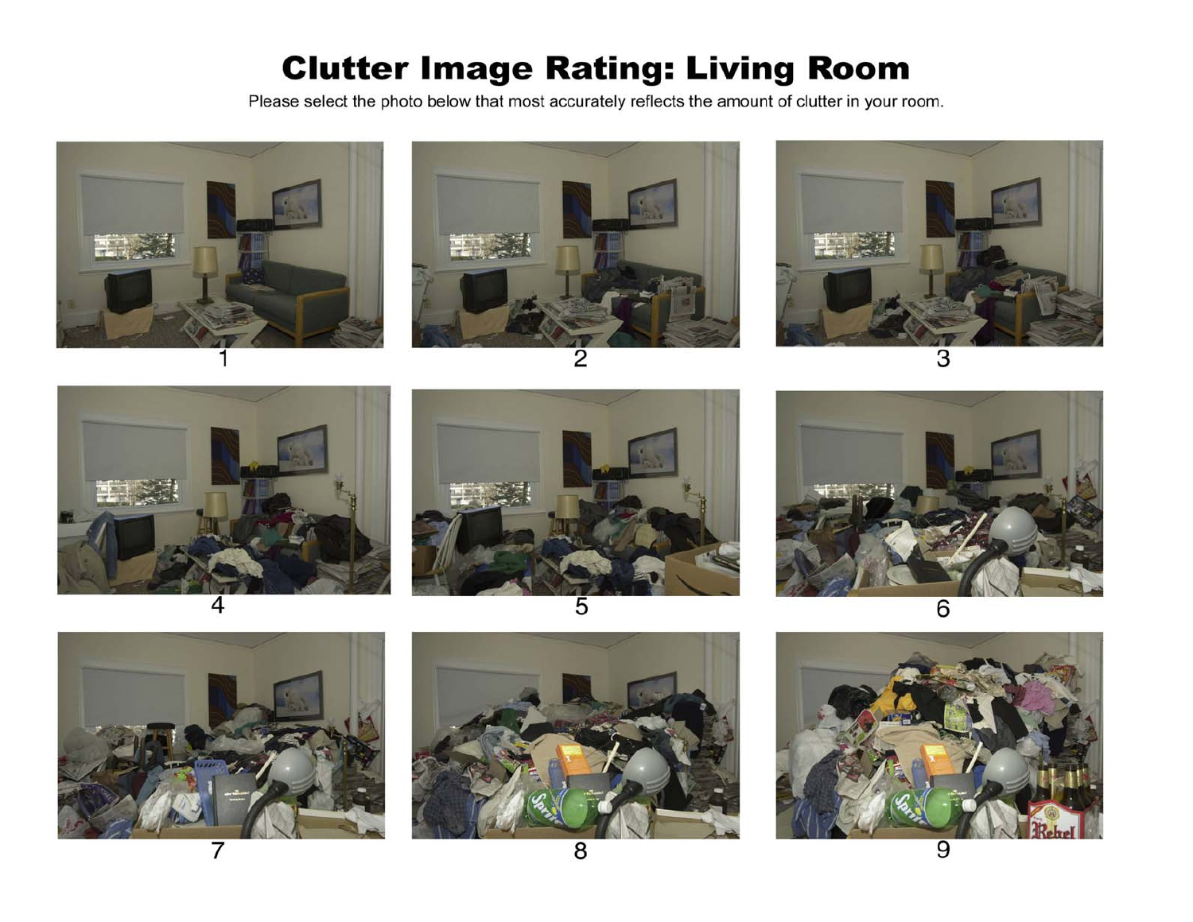# Clutter Image Rating: Living Room

Please select the photo below that most accurately reflects the amount of clutter in your room.

1

2

3

4

5

6

7

8

9